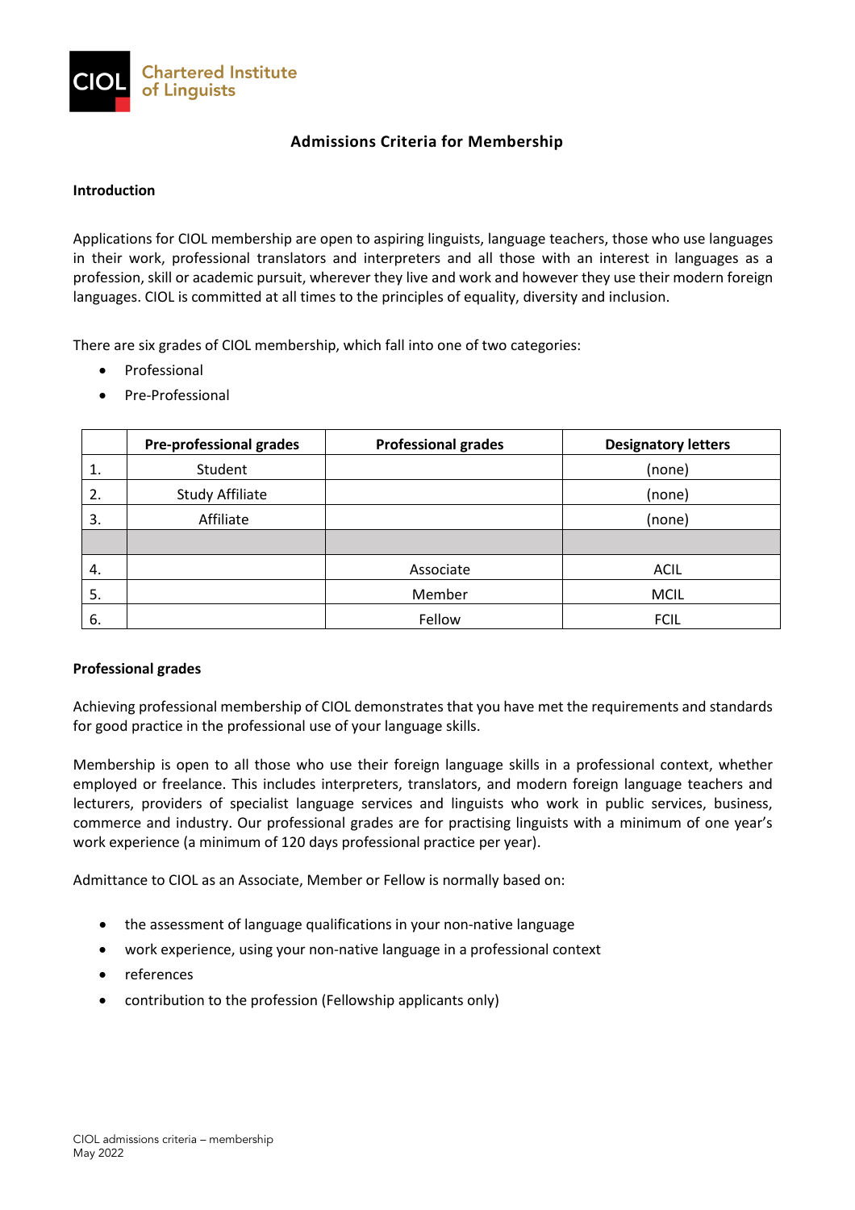CIOL Chartered Institute of Linguists

# Admissions Criteria for Membership

## Introduction

Applications for CIOL membership are open to aspiring linguists, language teachers, those who use languages in their work, professional translators and interpreters and all those with an interest in languages as a profession, skill or academic pursuit, wherever they live and work and however they use their modern foreign languages. CIOL is committed at all times to the principles of equality, diversity and inclusion.

There are six grades of CIOL membership, which fall into one of two categories:

- Professional
- Pre-Professional

| | Pre-professional grades | Professional grades | Designatory letters |
|---|---|---|---|
| 1. | Student | | (none) |
| 2. | Study Affiliate | | (none) |
| 3. | Affiliate | | (none) |
| | | | |
| 4. | | Associate | ACIL |
| 5. | | Member | MCIL |
| 6. | | Fellow | FCIL |

## Professional grades

Achieving professional membership of CIOL demonstrates that you have met the requirements and standards for good practice in the professional use of your language skills.

Membership is open to all those who use their foreign language skills in a professional context, whether employed or freelance. This includes interpreters, translators, and modern foreign language teachers and lecturers, providers of specialist language services and linguists who work in public services, business, commerce and industry. Our professional grades are for practising linguists with a minimum of one year's work experience (a minimum of 120 days professional practice per year).

Admittance to CIOL as an Associate, Member or Fellow is normally based on:

- the assessment of language qualifications in your non-native language
- work experience, using your non-native language in a professional context
- references
- contribution to the profession (Fellowship applicants only)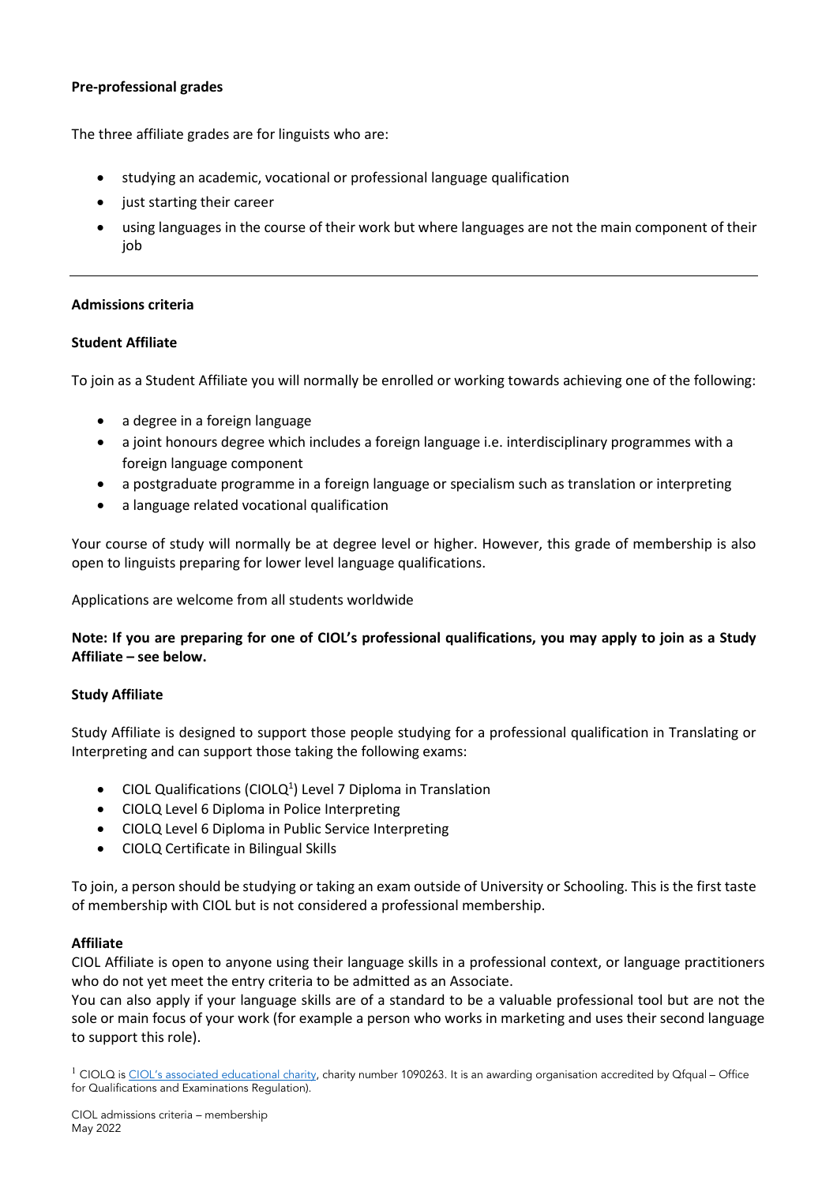**Pre-professional grades**

The three affiliate grades are for linguists who are:

- studying an academic, vocational or professional language qualification
- just starting their career
- using languages in the course of their work but where languages are not the main component of their job

---

**Admissions criteria**

**Student Affiliate**

To join as a Student Affiliate you will normally be enrolled or working towards achieving one of the following:

- a degree in a foreign language
- a joint honours degree which includes a foreign language i.e. interdisciplinary programmes with a foreign language component
- a postgraduate programme in a foreign language or specialism such as translation or interpreting
- a language related vocational qualification

Your course of study will normally be at degree level or higher. However, this grade of membership is also open to linguists preparing for lower level language qualifications.

Applications are welcome from all students worldwide

**Note: If you are preparing for one of CIOL's professional qualifications, you may apply to join as a Study Affiliate – see below.**

**Study Affiliate**

Study Affiliate is designed to support those people studying for a professional qualification in Translating or Interpreting and can support those taking the following exams:

- CIOL Qualifications (CIOLQ[1]) Level 7 Diploma in Translation
- CIOLQ Level 6 Diploma in Police Interpreting
- CIOLQ Level 6 Diploma in Public Service Interpreting
- CIOLQ Certificate in Bilingual Skills

To join, a person should be studying or taking an exam outside of University or Schooling. This is the first taste of membership with CIOL but is not considered a professional membership.

**Affiliate**

CIOL Affiliate is open to anyone using their language skills in a professional context, or language practitioners who do not yet meet the entry criteria to be admitted as an Associate.

You can also apply if your language skills are of a standard to be a valuable professional tool but are not the sole or main focus of your work (for example a person who works in marketing and uses their second language to support this role).

[1] CIOLQ is CIOL's associated educational charity, charity number 1090263. It is an awarding organisation accredited by Qfqual – Office for Qualifications and Examinations Regulation).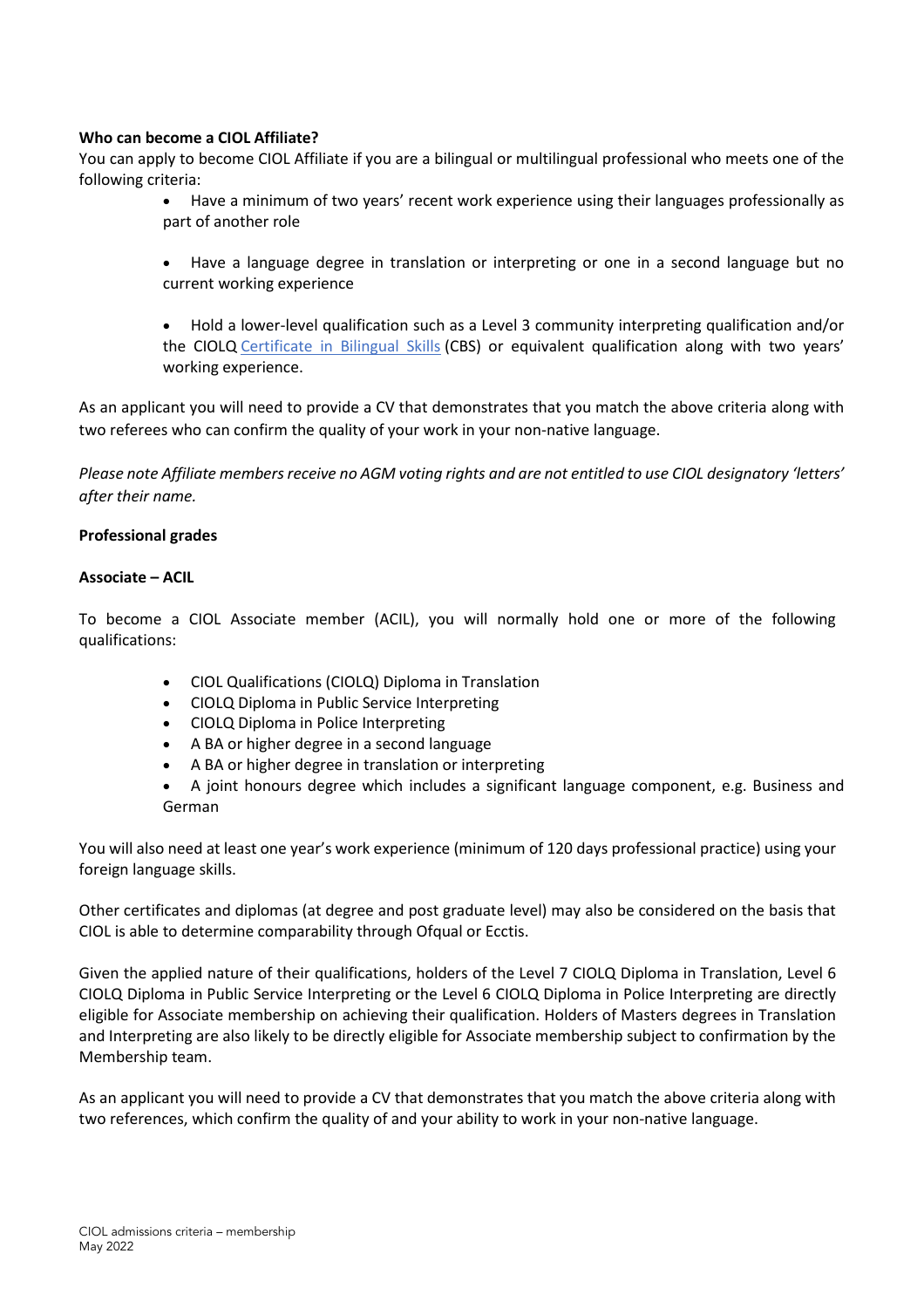**Who can become a CIOL Affiliate?**

You can apply to become CIOL Affiliate if you are a bilingual or multilingual professional who meets one of the following criteria:

- Have a minimum of two years' recent work experience using their languages professionally as part of another role
- Have a language degree in translation or interpreting or one in a second language but no current working experience
- Hold a lower-level qualification such as a Level 3 community interpreting qualification and/or the CIOLQ Certificate in Bilingual Skills (CBS) or equivalent qualification along with two years' working experience.

As an applicant you will need to provide a CV that demonstrates that you match the above criteria along with two referees who can confirm the quality of your work in your non-native language.

*Please note Affiliate members receive no AGM voting rights and are not entitled to use CIOL designatory 'letters' after their name.*

**Professional grades**

**Associate – ACIL**

To become a CIOL Associate member (ACIL), you will normally hold one or more of the following qualifications:

- CIOL Qualifications (CIOLQ) Diploma in Translation
- CIOLQ Diploma in Public Service Interpreting
- CIOLQ Diploma in Police Interpreting
- A BA or higher degree in a second language
- A BA or higher degree in translation or interpreting
- A joint honours degree which includes a significant language component, e.g. Business and German

You will also need at least one year's work experience (minimum of 120 days professional practice) using your foreign language skills.

Other certificates and diplomas (at degree and post graduate level) may also be considered on the basis that CIOL is able to determine comparability through Ofqual or Ecctis.

Given the applied nature of their qualifications, holders of the Level 7 CIOLQ Diploma in Translation, Level 6 CIOLQ Diploma in Public Service Interpreting or the Level 6 CIOLQ Diploma in Police Interpreting are directly eligible for Associate membership on achieving their qualification. Holders of Masters degrees in Translation and Interpreting are also likely to be directly eligible for Associate membership subject to confirmation by the Membership team.

As an applicant you will need to provide a CV that demonstrates that you match the above criteria along with two references, which confirm the quality of and your ability to work in your non-native language.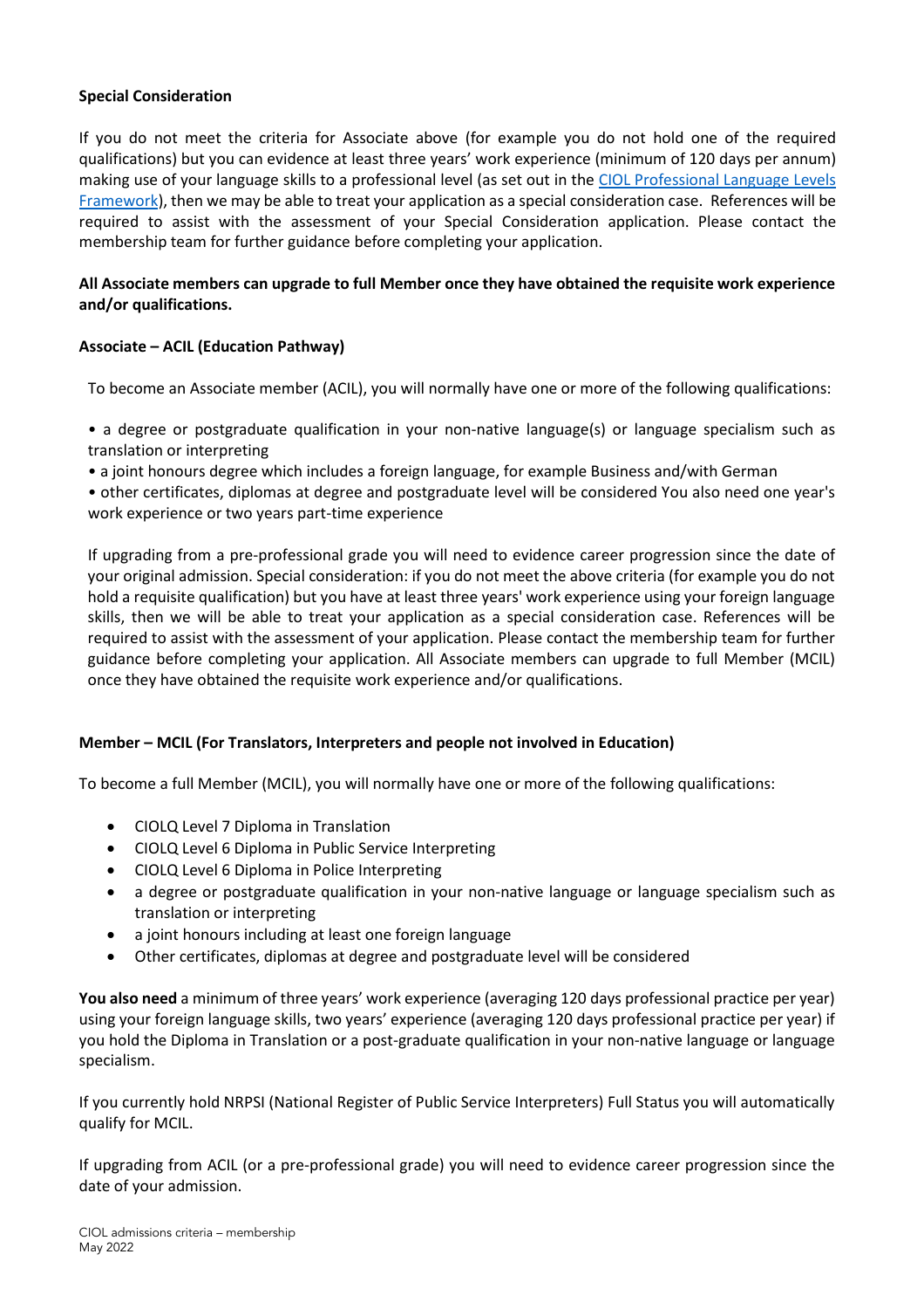**Special Consideration**

If you do not meet the criteria for Associate above (for example you do not hold one of the required qualifications) but you can evidence at least three years' work experience (minimum of 120 days per annum) making use of your language skills to a professional level (as set out in the [CIOL Professional Language Levels Framework](CIOL Professional Language Levels Framework)), then we may be able to treat your application as a special consideration case. References will be required to assist with the assessment of your Special Consideration application. Please contact the membership team for further guidance before completing your application.

**All Associate members can upgrade to full Member once they have obtained the requisite work experience and/or qualifications.**

**Associate – ACIL (Education Pathway)**

To become an Associate member (ACIL), you will normally have one or more of the following qualifications:

- a degree or postgraduate qualification in your non-native language(s) or language specialism such as translation or interpreting
- a joint honours degree which includes a foreign language, for example Business and/with German
- other certificates, diplomas at degree and postgraduate level will be considered You also need one year's work experience or two years part-time experience

If upgrading from a pre-professional grade you will need to evidence career progression since the date of your original admission. Special consideration: if you do not meet the above criteria (for example you do not hold a requisite qualification) but you have at least three years' work experience using your foreign language skills, then we will be able to treat your application as a special consideration case. References will be required to assist with the assessment of your application. Please contact the membership team for further guidance before completing your application. All Associate members can upgrade to full Member (MCIL) once they have obtained the requisite work experience and/or qualifications.

**Member – MCIL (For Translators, Interpreters and people not involved in Education)**

To become a full Member (MCIL), you will normally have one or more of the following qualifications:

- CIOLQ Level 7 Diploma in Translation
- CIOLQ Level 6 Diploma in Public Service Interpreting
- CIOLQ Level 6 Diploma in Police Interpreting
- a degree or postgraduate qualification in your non-native language or language specialism such as translation or interpreting
- a joint honours including at least one foreign language
- Other certificates, diplomas at degree and postgraduate level will be considered

**You also need** a minimum of three years' work experience (averaging 120 days professional practice per year) using your foreign language skills, two years' experience (averaging 120 days professional practice per year) if you hold the Diploma in Translation or a post-graduate qualification in your non-native language or language specialism.

If you currently hold NRPSI (National Register of Public Service Interpreters) Full Status you will automatically qualify for MCIL.

If upgrading from ACIL (or a pre-professional grade) you will need to evidence career progression since the date of your admission.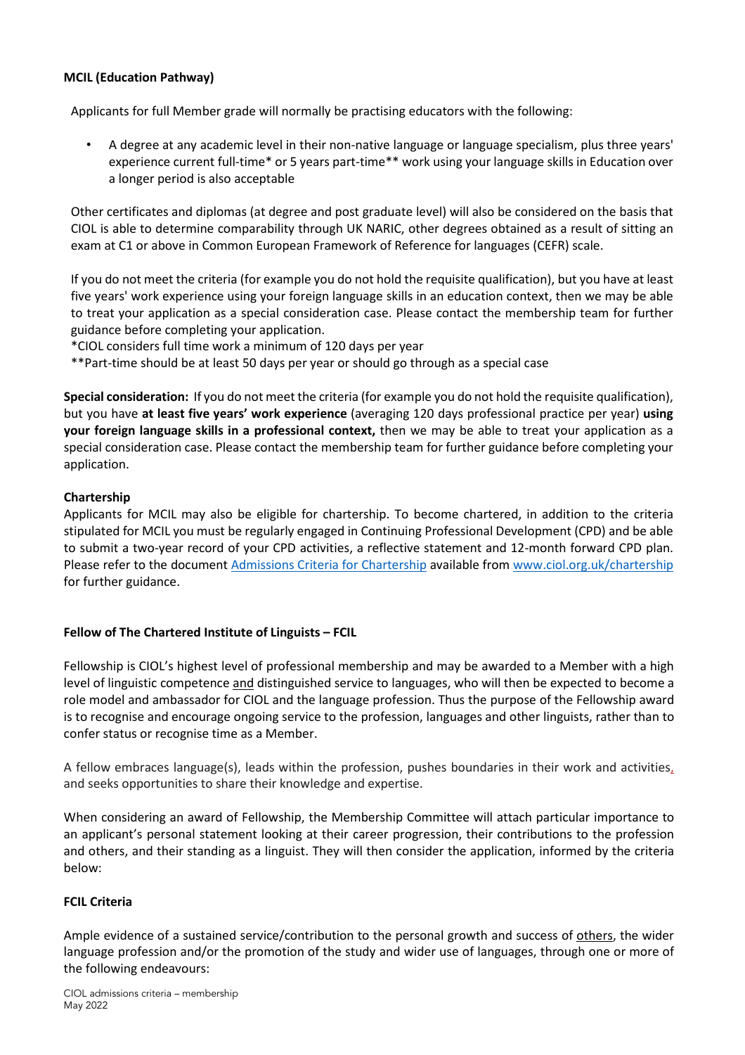**MCIL (Education Pathway)**

Applicants for full Member grade will normally be practising educators with the following:

- A degree at any academic level in their non-native language or language specialism, plus three years' experience current full-time* or 5 years part-time** work using your language skills in Education over a longer period is also acceptable

Other certificates and diplomas (at degree and post graduate level) will also be considered on the basis that CIOL is able to determine comparability through UK NARIC, other degrees obtained as a result of sitting an exam at C1 or above in Common European Framework of Reference for languages (CEFR) scale.

If you do not meet the criteria (for example you do not hold the requisite qualification), but you have at least five years' work experience using your foreign language skills in an education context, then we may be able to treat your application as a special consideration case. Please contact the membership team for further guidance before completing your application.

*CIOL considers full time work a minimum of 120 days per year

**Part-time should be at least 50 days per year or should go through as a special case

**Special consideration:** If you do not meet the criteria (for example you do not hold the requisite qualification), but you have **at least five years' work experience** (averaging 120 days professional practice per year) **using your foreign language skills in a professional context,** then we may be able to treat your application as a special consideration case. Please contact the membership team for further guidance before completing your application.

**Chartership**

Applicants for MCIL may also be eligible for chartership. To become chartered, in addition to the criteria stipulated for MCIL you must be regularly engaged in Continuing Professional Development (CPD) and be able to submit a two-year record of your CPD activities, a reflective statement and 12-month forward CPD plan. Please refer to the document Admissions Criteria for Chartership available from www.ciol.org.uk/chartership for further guidance.

**Fellow of The Chartered Institute of Linguists – FCIL**

Fellowship is CIOL's highest level of professional membership and may be awarded to a Member with a high level of linguistic competence and distinguished service to languages, who will then be expected to become a role model and ambassador for CIOL and the language profession. Thus the purpose of the Fellowship award is to recognise and encourage ongoing service to the profession, languages and other linguists, rather than to confer status or recognise time as a Member.

A fellow embraces language(s), leads within the profession, pushes boundaries in their work and activities, and seeks opportunities to share their knowledge and expertise.

When considering an award of Fellowship, the Membership Committee will attach particular importance to an applicant's personal statement looking at their career progression, their contributions to the profession and others, and their standing as a linguist. They will then consider the application, informed by the criteria below:

**FCIL Criteria**

Ample evidence of a sustained service/contribution to the personal growth and success of others, the wider language profession and/or the promotion of the study and wider use of languages, through one or more of the following endeavours: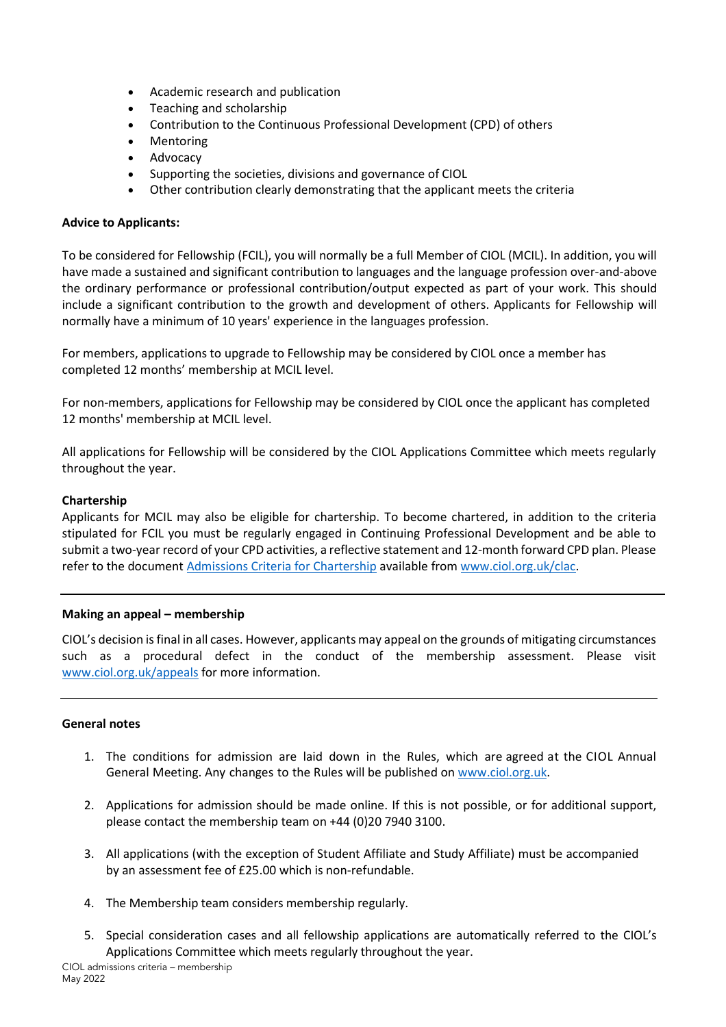- Academic research and publication
- Teaching and scholarship
- Contribution to the Continuous Professional Development (CPD) of others
- Mentoring
- Advocacy
- Supporting the societies, divisions and governance of CIOL
- Other contribution clearly demonstrating that the applicant meets the criteria

**Advice to Applicants:**

To be considered for Fellowship (FCIL), you will normally be a full Member of CIOL (MCIL). In addition, you will have made a sustained and significant contribution to languages and the language profession over-and-above the ordinary performance or professional contribution/output expected as part of your work. This should include a significant contribution to the growth and development of others. Applicants for Fellowship will normally have a minimum of 10 years' experience in the languages profession.

For members, applications to upgrade to Fellowship may be considered by CIOL once a member has completed 12 months' membership at MCIL level.

For non-members, applications for Fellowship may be considered by CIOL once the applicant has completed 12 months' membership at MCIL level.

All applications for Fellowship will be considered by the CIOL Applications Committee which meets regularly throughout the year.

**Chartership**

Applicants for MCIL may also be eligible for chartership. To become chartered, in addition to the criteria stipulated for FCIL you must be regularly engaged in Continuing Professional Development and be able to submit a two-year record of your CPD activities, a reflective statement and 12-month forward CPD plan. Please refer to the document Admissions Criteria for Chartership available from www.ciol.org.uk/clac.

---

**Making an appeal – membership**

CIOL's decision is final in all cases. However, applicants may appeal on the grounds of mitigating circumstances such as a procedural defect in the conduct of the membership assessment. Please visit www.ciol.org.uk/appeals for more information.

---

**General notes**

1. The conditions for admission are laid down in the Rules, which are agreed at the CIOL Annual General Meeting. Any changes to the Rules will be published on www.ciol.org.uk.

2. Applications for admission should be made online. If this is not possible, or for additional support, please contact the membership team on +44 (0)20 7940 3100.

3. All applications (with the exception of Student Affiliate and Study Affiliate) must be accompanied by an assessment fee of £25.00 which is non-refundable.

4. The Membership team considers membership regularly.

5. Special consideration cases and all fellowship applications are automatically referred to the CIOL's Applications Committee which meets regularly throughout the year.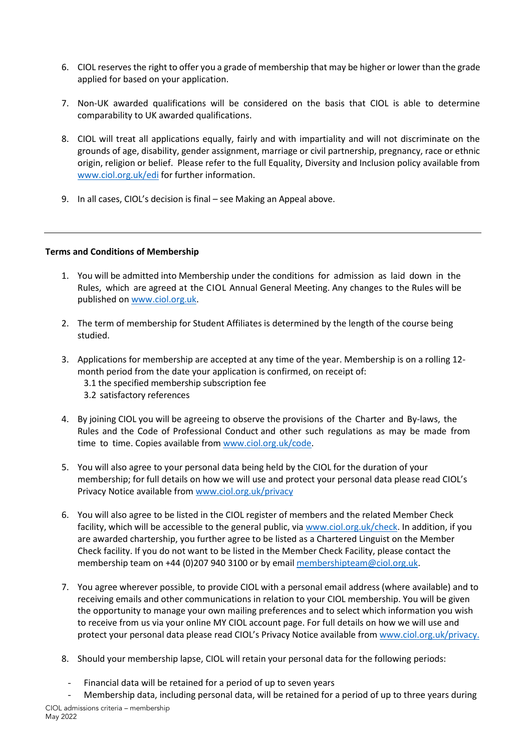6. CIOL reserves the right to offer you a grade of membership that may be higher or lower than the grade applied for based on your application.

7. Non-UK awarded qualifications will be considered on the basis that CIOL is able to determine comparability to UK awarded qualifications.

8. CIOL will treat all applications equally, fairly and with impartiality and will not discriminate on the grounds of age, disability, gender assignment, marriage or civil partnership, pregnancy, race or ethnic origin, religion or belief. Please refer to the full Equality, Diversity and Inclusion policy available from www.ciol.org.uk/edi for further information.

9. In all cases, CIOL's decision is final – see Making an Appeal above.

---

**Terms and Conditions of Membership**

1. You will be admitted into Membership under the conditions for admission as laid down in the Rules, which are agreed at the CIOL Annual General Meeting. Any changes to the Rules will be published on www.ciol.org.uk.

2. The term of membership for Student Affiliates is determined by the length of the course being studied.

3. Applications for membership are accepted at any time of the year. Membership is on a rolling 12-month period from the date your application is confirmed, on receipt of:
   3.1 the specified membership subscription fee
   3.2 satisfactory references

4. By joining CIOL you will be agreeing to observe the provisions of the Charter and By-laws, the Rules and the Code of Professional Conduct and other such regulations as may be made from time to time. Copies available from www.ciol.org.uk/code.

5. You will also agree to your personal data being held by the CIOL for the duration of your membership; for full details on how we will use and protect your personal data please read CIOL's Privacy Notice available from www.ciol.org.uk/privacy

6. You will also agree to be listed in the CIOL register of members and the related Member Check facility, which will be accessible to the general public, via www.ciol.org.uk/check. In addition, if you are awarded chartership, you further agree to be listed as a Chartered Linguist on the Member Check facility. If you do not want to be listed in the Member Check Facility, please contact the membership team on +44 (0)207 940 3100 or by email membershipteam@ciol.org.uk.

7. You agree wherever possible, to provide CIOL with a personal email address (where available) and to receiving emails and other communications in relation to your CIOL membership. You will be given the opportunity to manage your own mailing preferences and to select which information you wish to receive from us via your online MY CIOL account page. For full details on how we will use and protect your personal data please read CIOL's Privacy Notice available from www.ciol.org.uk/privacy.

8. Should your membership lapse, CIOL will retain your personal data for the following periods:

   - Financial data will be retained for a period of up to seven years
   - Membership data, including personal data, will be retained for a period of up to three years during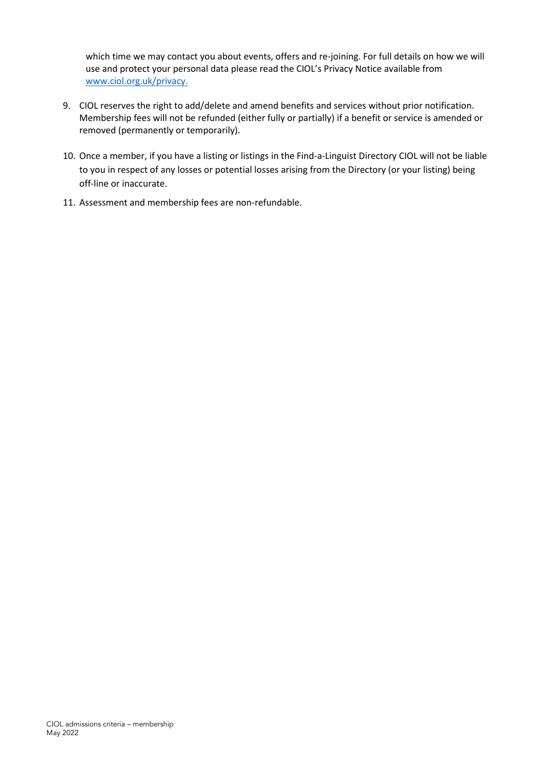which time we may contact you about events, offers and re-joining. For full details on how we will use and protect your personal data please read the CIOL's Privacy Notice available from [www.ciol.org.uk/privacy.](http://www.ciol.org.uk/privacy)

9. CIOL reserves the right to add/delete and amend benefits and services without prior notification. Membership fees will not be refunded (either fully or partially) if a benefit or service is amended or removed (permanently or temporarily).
10. Once a member, if you have a listing or listings in the Find-a-Linguist Directory CIOL will not be liable to you in respect of any losses or potential losses arising from the Directory (or your listing) being off-line or inaccurate.
11. Assessment and membership fees are non-refundable.